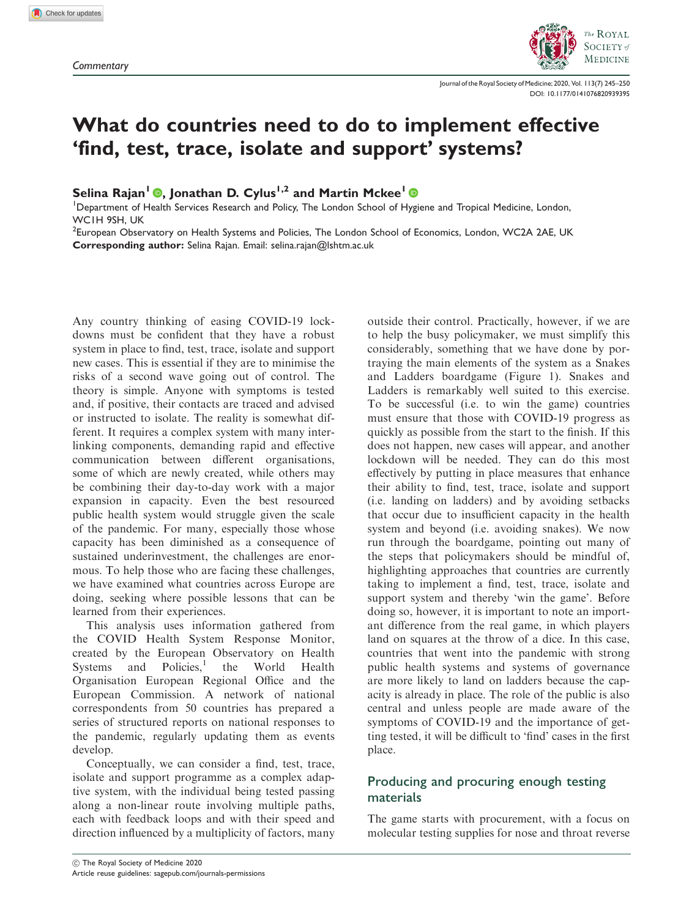*Commentary*

# What do countries need to do to implement effective 'find, test, trace, isolate and support' systems?

**Selina Rajan[1], Jonathan D. Cylus[1,2] and Martin Mckee[1]**

[1]Department of Health Services Research and Policy, The London School of Hygiene and Tropical Medicine, London, WC1H 9SH, UK

[2]European Observatory on Health Systems and Policies, The London School of Economics, London, WC2A 2AE, UK

**Corresponding author:** Selina Rajan. Email: selina.rajan@lshtm.ac.uk

Any country thinking of easing COVID-19 lockdowns must be confident that they have a robust system in place to find, test, trace, isolate and support new cases. This is essential if they are to minimise the risks of a second wave going out of control. The theory is simple. Anyone with symptoms is tested and, if positive, their contacts are traced and advised or instructed to isolate. The reality is somewhat different. It requires a complex system with many interlinking components, demanding rapid and effective communication between different organisations, some of which are newly created, while others may be combining their day-to-day work with a major expansion in capacity. Even the best resourced public health system would struggle given the scale of the pandemic. For many, especially those whose capacity has been diminished as a consequence of sustained underinvestment, the challenges are enormous. To help those who are facing these challenges, we have examined what countries across Europe are doing, seeking where possible lessons that can be learned from their experiences.

This analysis uses information gathered from the COVID Health System Response Monitor, created by the European Observatory on Health Systems and Policies,[1] the World Health Organisation European Regional Office and the European Commission. A network of national correspondents from 50 countries has prepared a series of structured reports on national responses to the pandemic, regularly updating them as events develop.

Conceptually, we can consider a find, test, trace, isolate and support programme as a complex adaptive system, with the individual being tested passing along a non-linear route involving multiple paths, each with feedback loops and with their speed and direction influenced by a multiplicity of factors, many outside their control. Practically, however, if we are to help the busy policymaker, we must simplify this considerably, something that we have done by portraying the main elements of the system as a Snakes and Ladders boardgame (Figure 1). Snakes and Ladders is remarkably well suited to this exercise. To be successful (i.e. to win the game) countries must ensure that those with COVID-19 progress as quickly as possible from the start to the finish. If this does not happen, new cases will appear, and another lockdown will be needed. They can do this most effectively by putting in place measures that enhance their ability to find, test, trace, isolate and support (i.e. landing on ladders) and by avoiding setbacks that occur due to insufficient capacity in the health system and beyond (i.e. avoiding snakes). We now run through the boardgame, pointing out many of the steps that policymakers should be mindful of, highlighting approaches that countries are currently taking to implement a find, test, trace, isolate and support system and thereby 'win the game'. Before doing so, however, it is important to note an important difference from the real game, in which players land on squares at the throw of a dice. In this case, countries that went into the pandemic with strong public health systems and systems of governance are more likely to land on ladders because the capacity is already in place. The role of the public is also central and unless people are made aware of the symptoms of COVID-19 and the importance of getting tested, it will be difficult to 'find' cases in the first place.

## Producing and procuring enough testing materials

The game starts with procurement, with a focus on molecular testing supplies for nose and throat reverse

© The Royal Society of Medicine 2020
Article reuse guidelines: sagepub.com/journals-permissions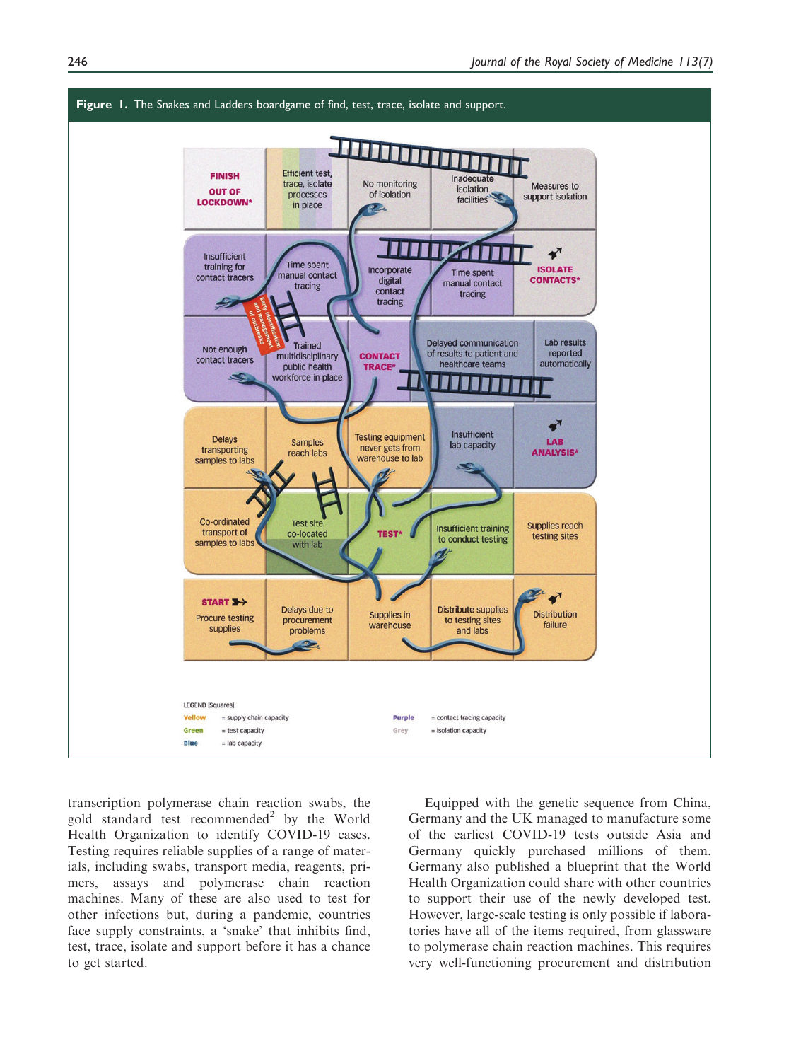**Figure 1.** The Snakes and Ladders boardgame of find, test, trace, isolate and support.

transcription polymerase chain reaction swabs, the gold standard test recommended[2] by the World Health Organization to identify COVID-19 cases. Testing requires reliable supplies of a range of materials, including swabs, transport media, reagents, primers, assays and polymerase chain reaction machines. Many of these are also used to test for other infections but, during a pandemic, countries face supply constraints, a 'snake' that inhibits find, test, trace, isolate and support before it has a chance to get started.

Equipped with the genetic sequence from China, Germany and the UK managed to manufacture some of the earliest COVID-19 tests outside Asia and Germany quickly purchased millions of them. Germany also published a blueprint that the World Health Organization could share with other countries to support their use of the newly developed test. However, large-scale testing is only possible if laboratories have all of the items required, from glassware to polymerase chain reaction machines. This requires very well-functioning procurement and distribution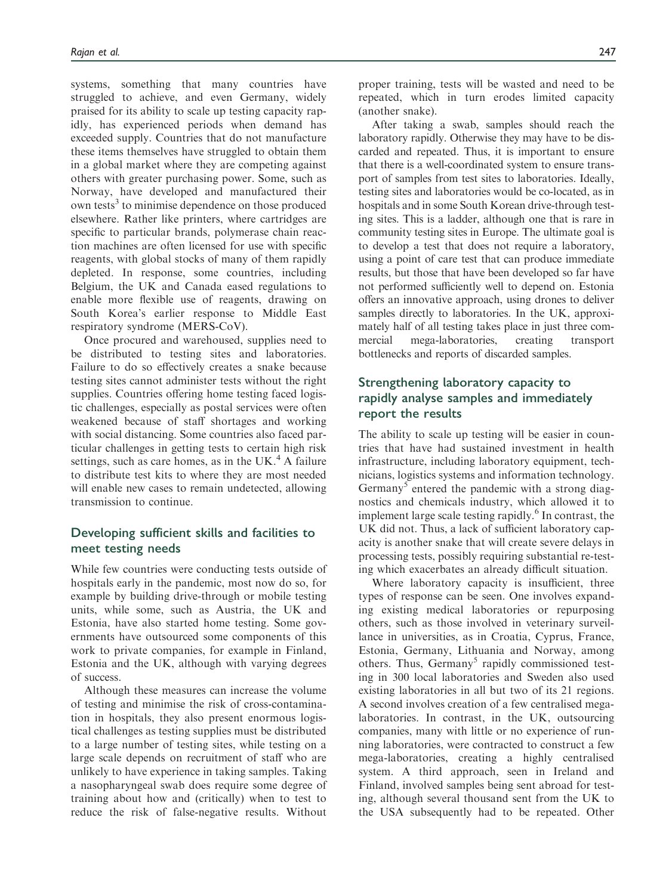systems, something that many countries have struggled to achieve, and even Germany, widely praised for its ability to scale up testing capacity rapidly, has experienced periods when demand has exceeded supply. Countries that do not manufacture these items themselves have struggled to obtain them in a global market where they are competing against others with greater purchasing power. Some, such as Norway, have developed and manufactured their own tests[3] to minimise dependence on those produced elsewhere. Rather like printers, where cartridges are specific to particular brands, polymerase chain reaction machines are often licensed for use with specific reagents, with global stocks of many of them rapidly depleted. In response, some countries, including Belgium, the UK and Canada eased regulations to enable more flexible use of reagents, drawing on South Korea's earlier response to Middle East respiratory syndrome (MERS-CoV).

Once procured and warehoused, supplies need to be distributed to testing sites and laboratories. Failure to do so effectively creates a snake because testing sites cannot administer tests without the right supplies. Countries offering home testing faced logistic challenges, especially as postal services were often weakened because of staff shortages and working with social distancing. Some countries also faced particular challenges in getting tests to certain high risk settings, such as care homes, as in the UK.[4] A failure to distribute test kits to where they are most needed will enable new cases to remain undetected, allowing transmission to continue.

## Developing sufficient skills and facilities to meet testing needs

While few countries were conducting tests outside of hospitals early in the pandemic, most now do so, for example by building drive-through or mobile testing units, while some, such as Austria, the UK and Estonia, have also started home testing. Some governments have outsourced some components of this work to private companies, for example in Finland, Estonia and the UK, although with varying degrees of success.

Although these measures can increase the volume of testing and minimise the risk of cross-contamination in hospitals, they also present enormous logistical challenges as testing supplies must be distributed to a large number of testing sites, while testing on a large scale depends on recruitment of staff who are unlikely to have experience in taking samples. Taking a nasopharyngeal swab does require some degree of training about how and (critically) when to test to reduce the risk of false-negative results. Without proper training, tests will be wasted and need to be repeated, which in turn erodes limited capacity (another snake).

After taking a swab, samples should reach the laboratory rapidly. Otherwise they may have to be discarded and repeated. Thus, it is important to ensure that there is a well-coordinated system to ensure transport of samples from test sites to laboratories. Ideally, testing sites and laboratories would be co-located, as in hospitals and in some South Korean drive-through testing sites. This is a ladder, although one that is rare in community testing sites in Europe. The ultimate goal is to develop a test that does not require a laboratory, using a point of care test that can produce immediate results, but those that have been developed so far have not performed sufficiently well to depend on. Estonia offers an innovative approach, using drones to deliver samples directly to laboratories. In the UK, approximately half of all testing takes place in just three commercial mega-laboratories, creating transport bottlenecks and reports of discarded samples.

## Strengthening laboratory capacity to rapidly analyse samples and immediately report the results

The ability to scale up testing will be easier in countries that have had sustained investment in health infrastructure, including laboratory equipment, technicians, logistics systems and information technology. Germany[5] entered the pandemic with a strong diagnostics and chemicals industry, which allowed it to implement large scale testing rapidly.[6] In contrast, the UK did not. Thus, a lack of sufficient laboratory capacity is another snake that will create severe delays in processing tests, possibly requiring substantial re-testing which exacerbates an already difficult situation.

Where laboratory capacity is insufficient, three types of response can be seen. One involves expanding existing medical laboratories or repurposing others, such as those involved in veterinary surveillance in universities, as in Croatia, Cyprus, France, Estonia, Germany, Lithuania and Norway, among others. Thus, Germany[5] rapidly commissioned testing in 300 local laboratories and Sweden also used existing laboratories in all but two of its 21 regions. A second involves creation of a few centralised mega-laboratories. In contrast, in the UK, outsourcing companies, many with little or no experience of running laboratories, were contracted to construct a few mega-laboratories, creating a highly centralised system. A third approach, seen in Ireland and Finland, involved samples being sent abroad for testing, although several thousand sent from the UK to the USA subsequently had to be repeated. Other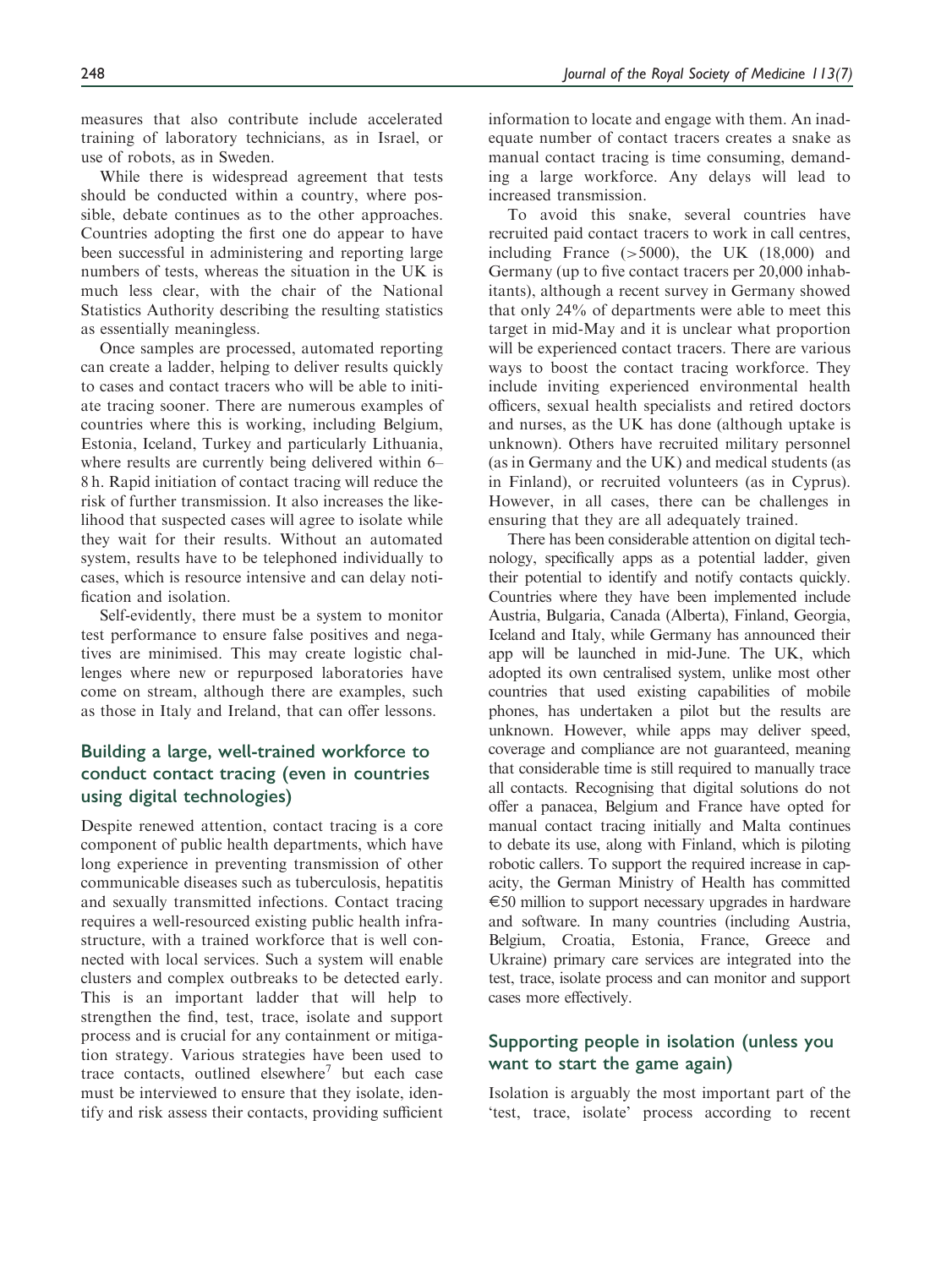measures that also contribute include accelerated training of laboratory technicians, as in Israel, or use of robots, as in Sweden.

While there is widespread agreement that tests should be conducted within a country, where possible, debate continues as to the other approaches. Countries adopting the first one do appear to have been successful in administering and reporting large numbers of tests, whereas the situation in the UK is much less clear, with the chair of the National Statistics Authority describing the resulting statistics as essentially meaningless.

Once samples are processed, automated reporting can create a ladder, helping to deliver results quickly to cases and contact tracers who will be able to initiate tracing sooner. There are numerous examples of countries where this is working, including Belgium, Estonia, Iceland, Turkey and particularly Lithuania, where results are currently being delivered within 6–8 h. Rapid initiation of contact tracing will reduce the risk of further transmission. It also increases the likelihood that suspected cases will agree to isolate while they wait for their results. Without an automated system, results have to be telephoned individually to cases, which is resource intensive and can delay notification and isolation.

Self-evidently, there must be a system to monitor test performance to ensure false positives and negatives are minimised. This may create logistic challenges where new or repurposed laboratories have come on stream, although there are examples, such as those in Italy and Ireland, that can offer lessons.

## Building a large, well-trained workforce to conduct contact tracing (even in countries using digital technologies)

Despite renewed attention, contact tracing is a core component of public health departments, which have long experience in preventing transmission of other communicable diseases such as tuberculosis, hepatitis and sexually transmitted infections. Contact tracing requires a well-resourced existing public health infrastructure, with a trained workforce that is well connected with local services. Such a system will enable clusters and complex outbreaks to be detected early. This is an important ladder that will help to strengthen the find, test, trace, isolate and support process and is crucial for any containment or mitigation strategy. Various strategies have been used to trace contacts, outlined elsewhere[7] but each case must be interviewed to ensure that they isolate, identify and risk assess their contacts, providing sufficient information to locate and engage with them. An inadequate number of contact tracers creates a snake as manual contact tracing is time consuming, demanding a large workforce. Any delays will lead to increased transmission.

To avoid this snake, several countries have recruited paid contact tracers to work in call centres, including France (>5000), the UK (18,000) and Germany (up to five contact tracers per 20,000 inhabitants), although a recent survey in Germany showed that only 24% of departments were able to meet this target in mid-May and it is unclear what proportion will be experienced contact tracers. There are various ways to boost the contact tracing workforce. They include inviting experienced environmental health officers, sexual health specialists and retired doctors and nurses, as the UK has done (although uptake is unknown). Others have recruited military personnel (as in Germany and the UK) and medical students (as in Finland), or recruited volunteers (as in Cyprus). However, in all cases, there can be challenges in ensuring that they are all adequately trained.

There has been considerable attention on digital technology, specifically apps as a potential ladder, given their potential to identify and notify contacts quickly. Countries where they have been implemented include Austria, Bulgaria, Canada (Alberta), Finland, Georgia, Iceland and Italy, while Germany has announced their app will be launched in mid-June. The UK, which adopted its own centralised system, unlike most other countries that used existing capabilities of mobile phones, has undertaken a pilot but the results are unknown. However, while apps may deliver speed, coverage and compliance are not guaranteed, meaning that considerable time is still required to manually trace all contacts. Recognising that digital solutions do not offer a panacea, Belgium and France have opted for manual contact tracing initially and Malta continues to debate its use, along with Finland, which is piloting robotic callers. To support the required increase in capacity, the German Ministry of Health has committed €50 million to support necessary upgrades in hardware and software. In many countries (including Austria, Belgium, Croatia, Estonia, France, Greece and Ukraine) primary care services are integrated into the test, trace, isolate process and can monitor and support cases more effectively.

## Supporting people in isolation (unless you want to start the game again)

Isolation is arguably the most important part of the 'test, trace, isolate' process according to recent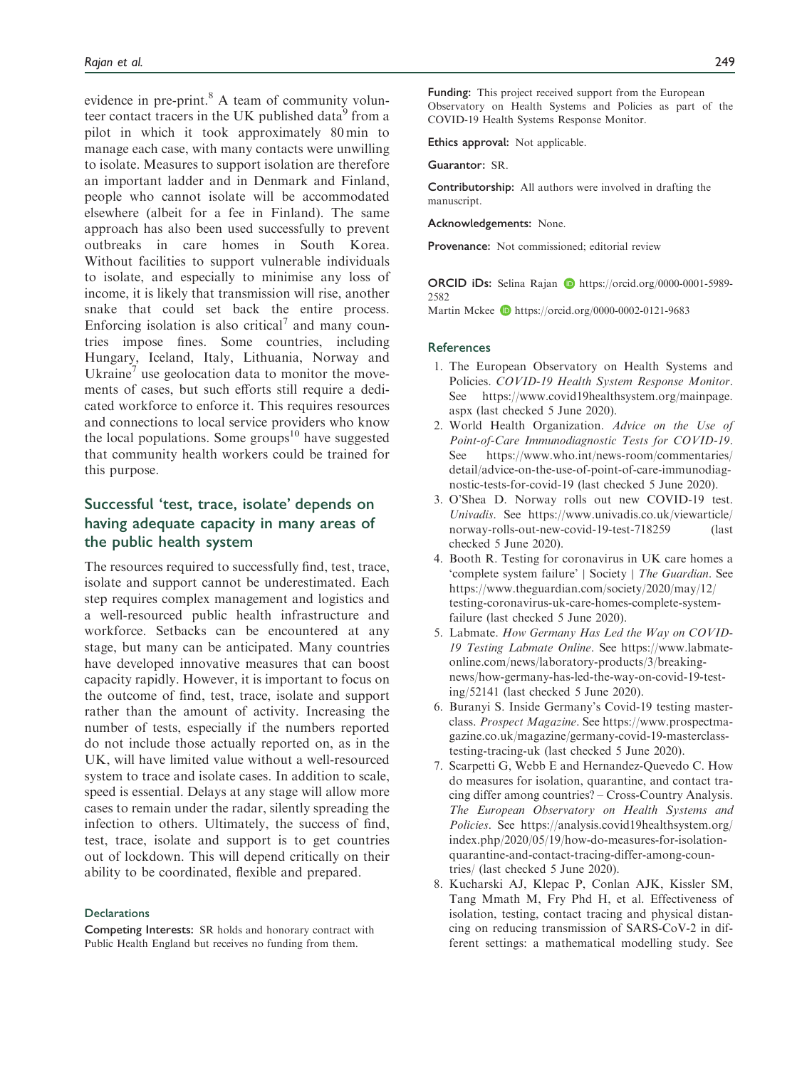evidence in pre-print.[8] A team of community volunteer contact tracers in the UK published data[9] from a pilot in which it took approximately 80 min to manage each case, with many contacts were unwilling to isolate. Measures to support isolation are therefore an important ladder and in Denmark and Finland, people who cannot isolate will be accommodated elsewhere (albeit for a fee in Finland). The same approach has also been used successfully to prevent outbreaks in care homes in South Korea. Without facilities to support vulnerable individuals to isolate, and especially to minimise any loss of income, it is likely that transmission will rise, another snake that could set back the entire process. Enforcing isolation is also critical[7] and many countries impose fines. Some countries, including Hungary, Iceland, Italy, Lithuania, Norway and Ukraine[7] use geolocation data to monitor the movements of cases, but such efforts still require a dedicated workforce to enforce it. This requires resources and connections to local service providers who know the local populations. Some groups[10] have suggested that community health workers could be trained for this purpose.

## Successful 'test, trace, isolate' depends on having adequate capacity in many areas of the public health system

The resources required to successfully find, test, trace, isolate and support cannot be underestimated. Each step requires complex management and logistics and a well-resourced public health infrastructure and workforce. Setbacks can be encountered at any stage, but many can be anticipated. Many countries have developed innovative measures that can boost capacity rapidly. However, it is important to focus on the outcome of find, test, trace, isolate and support rather than the amount of activity. Increasing the number of tests, especially if the numbers reported do not include those actually reported on, as in the UK, will have limited value without a well-resourced system to trace and isolate cases. In addition to scale, speed is essential. Delays at any stage will allow more cases to remain under the radar, silently spreading the infection to others. Ultimately, the success of find, test, trace, isolate and support is to get countries out of lockdown. This will depend critically on their ability to be coordinated, flexible and prepared.

### Declarations

**Competing Interests:** SR holds and honorary contract with Public Health England but receives no funding from them.

**Funding:** This project received support from the European Observatory on Health Systems and Policies as part of the COVID-19 Health Systems Response Monitor.

**Ethics approval:** Not applicable.

**Guarantor:** SR.

**Contributorship:** All authors were involved in drafting the manuscript.

**Acknowledgements:** None.

**Provenance:** Not commissioned; editorial review

**ORCID iDs:** Selina Rajan https://orcid.org/0000-0001-5989-2582
Martin Mckee https://orcid.org/0000-0002-0121-9683

## References

1. The European Observatory on Health Systems and Policies. *COVID-19 Health System Response Monitor*. See https://www.covid19healthsystem.org/mainpage.aspx (last checked 5 June 2020).
2. World Health Organization. *Advice on the Use of Point-of-Care Immunodiagnostic Tests for COVID-19*. See https://www.who.int/news-room/commentaries/detail/advice-on-the-use-of-point-of-care-immunodiagnostic-tests-for-covid-19 (last checked 5 June 2020).
3. O'Shea D. Norway rolls out new COVID-19 test. *Univadis*. See https://www.univadis.co.uk/viewarticle/norway-rolls-out-new-covid-19-test-718259 (last checked 5 June 2020).
4. Booth R. Testing for coronavirus in UK care homes a 'complete system failure' | Society | *The Guardian*. See https://www.theguardian.com/society/2020/may/12/testing-coronavirus-uk-care-homes-complete-system-failure (last checked 5 June 2020).
5. Labmate. *How Germany Has Led the Way on COVID-19 Testing Labmate Online*. See https://www.labmate-online.com/news/laboratory-products/3/breaking-news/how-germany-has-led-the-way-on-covid-19-testing/52141 (last checked 5 June 2020).
6. Buranyi S. Inside Germany's Covid-19 testing masterclass. *Prospect Magazine*. See https://www.prospectmagazine.co.uk/magazine/germany-covid-19-masterclass-testing-tracing-uk (last checked 5 June 2020).
7. Scarpetti G, Webb E and Hernandez-Quevedo C. How do measures for isolation, quarantine, and contact tracing differ among countries? – Cross-Country Analysis. *The European Observatory on Health Systems and Policies*. See https://analysis.covid19healthsystem.org/index.php/2020/05/19/how-do-measures-for-isolation-quarantine-and-contact-tracing-differ-among-countries/ (last checked 5 June 2020).
8. Kucharski AJ, Klepac P, Conlan AJK, Kissler SM, Tang Mmath M, Fry Phd H, et al. Effectiveness of isolation, testing, contact tracing and physical distancing on reducing transmission of SARS-CoV-2 in different settings: a mathematical modelling study. See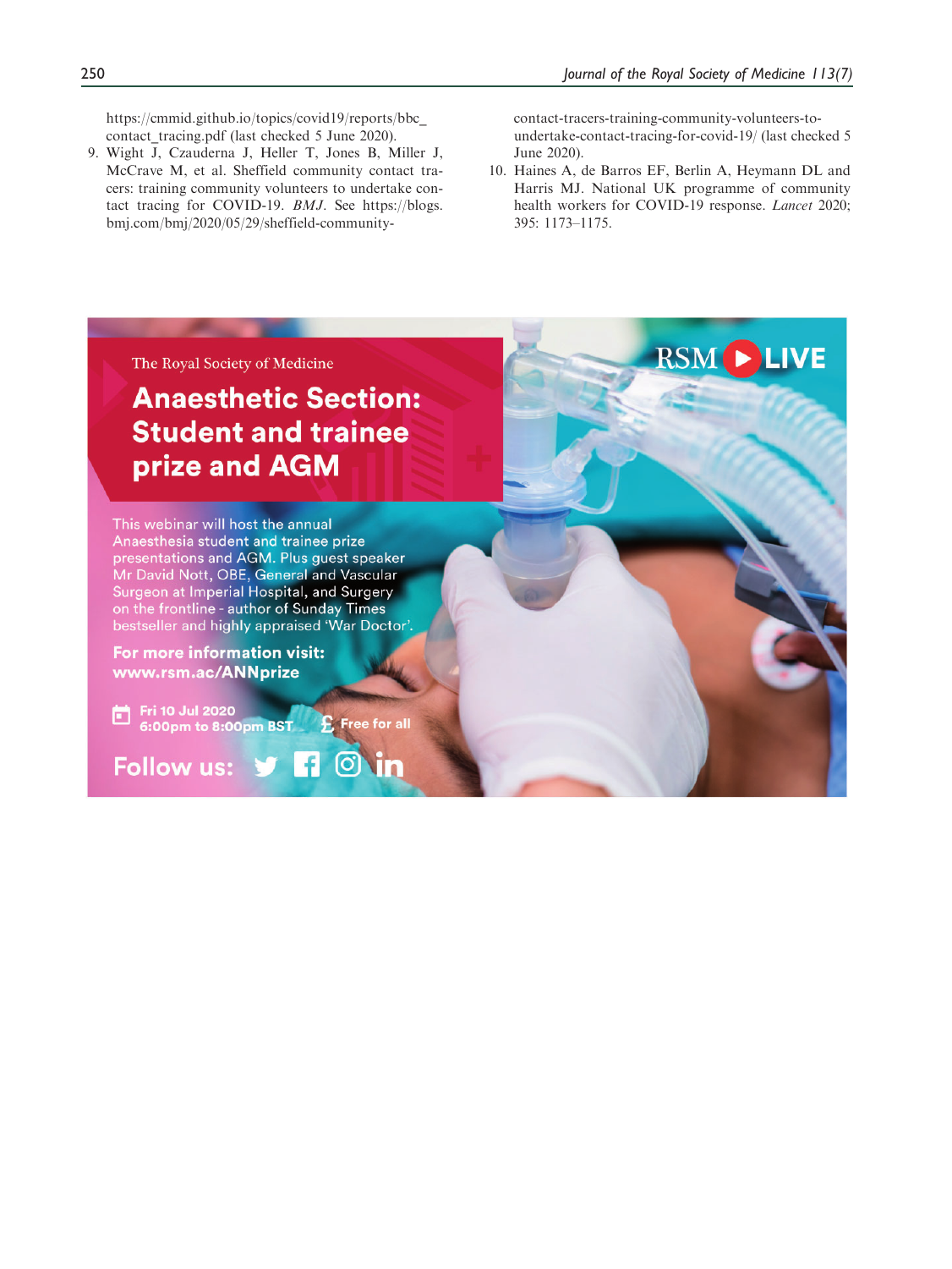https://cmmid.github.io/topics/covid19/reports/bbc_contact_tracing.pdf (last checked 5 June 2020).

9. Wight J, Czauderna J, Heller T, Jones B, Miller J, McCrave M, et al. Sheffield community contact tracers: training community volunteers to undertake contact tracing for COVID-19. *BMJ*. See https://blogs.bmj.com/bmj/2020/05/29/sheffield-community-contact-tracers-training-community-volunteers-to-undertake-contact-tracing-for-covid-19/ (last checked 5 June 2020).
10. Haines A, de Barros EF, Berlin A, Heymann DL and Harris MJ. National UK programme of community health workers for COVID-19 response. *Lancet* 2020; 395: 1173–1175.

The Royal Society of Medicine

RSM LIVE

**Anaesthetic Section: Student and trainee prize and AGM**

This webinar will host the annual Anaesthesia student and trainee prize presentations and AGM. Plus guest speaker Mr David Nott, OBE, General and Vascular Surgeon at Imperial Hospital, and Surgery on the frontline - author of Sunday Times bestseller and highly appraised 'War Doctor'.

**For more information visit: www.rsm.ac/ANNprize**

**Fri 10 Jul 2020**
**6:00pm to 8:00pm BST**

**Free for all**

**Follow us:**